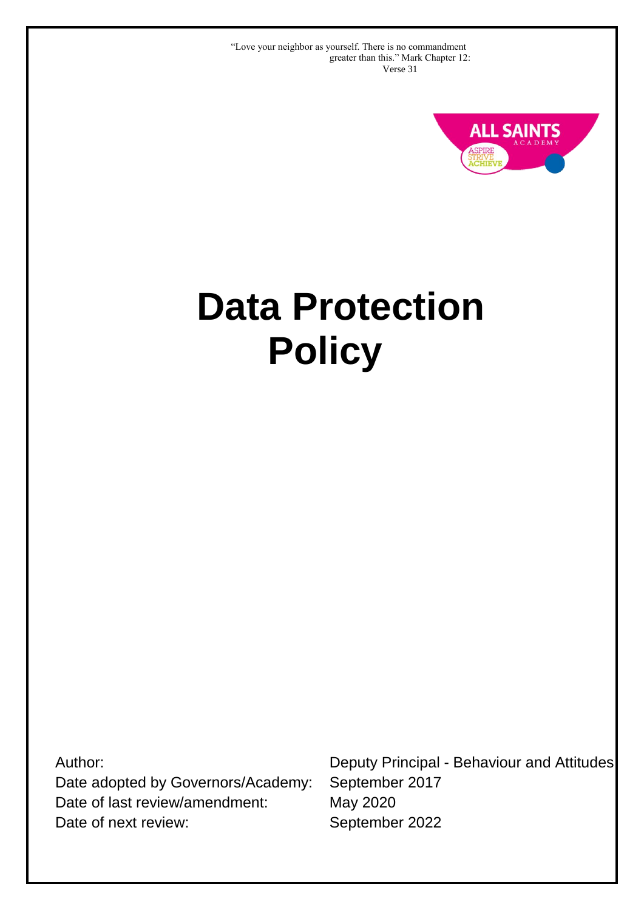"Love your neighbor as yourself. There is no commandment greater than this." Mark Chapter 12: Verse 31

# Data Protection Policy

| | |
|---|---|
| Author: | Deputy Principal - Behaviour and Attitudes |
| Date adopted by Governors/Academy: | September 2017 |
| Date of last review/amendment: | May 2020 |
| Date of next review: | September 2022 |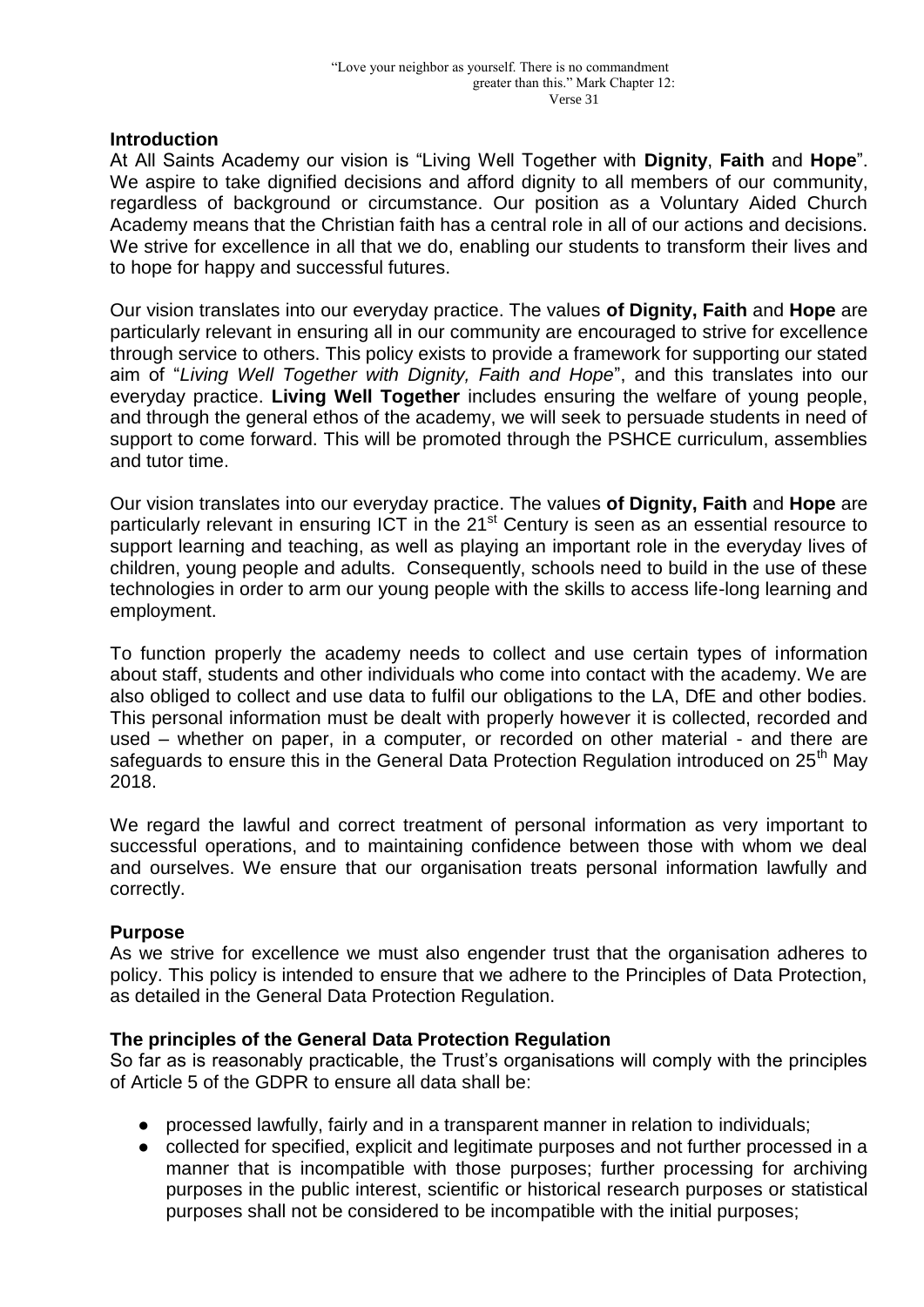"Love your neighbor as yourself. There is no commandment greater than this." Mark Chapter 12: Verse 31

## Introduction

At All Saints Academy our vision is "Living Well Together with **Dignity**, **Faith** and **Hope**". We aspire to take dignified decisions and afford dignity to all members of our community, regardless of background or circumstance. Our position as a Voluntary Aided Church Academy means that the Christian faith has a central role in all of our actions and decisions. We strive for excellence in all that we do, enabling our students to transform their lives and to hope for happy and successful futures.

Our vision translates into our everyday practice. The values **of Dignity, Faith** and **Hope** are particularly relevant in ensuring all in our community are encouraged to strive for excellence through service to others. This policy exists to provide a framework for supporting our stated aim of "*Living Well Together with Dignity, Faith and Hope*", and this translates into our everyday practice. **Living Well Together** includes ensuring the welfare of young people, and through the general ethos of the academy, we will seek to persuade students in need of support to come forward. This will be promoted through the PSHCE curriculum, assemblies and tutor time.

Our vision translates into our everyday practice. The values **of Dignity, Faith** and **Hope** are particularly relevant in ensuring ICT in the 21st Century is seen as an essential resource to support learning and teaching, as well as playing an important role in the everyday lives of children, young people and adults. Consequently, schools need to build in the use of these technologies in order to arm our young people with the skills to access life-long learning and employment.

To function properly the academy needs to collect and use certain types of information about staff, students and other individuals who come into contact with the academy. We are also obliged to collect and use data to fulfil our obligations to the LA, DfE and other bodies. This personal information must be dealt with properly however it is collected, recorded and used – whether on paper, in a computer, or recorded on other material - and there are safeguards to ensure this in the General Data Protection Regulation introduced on 25th May 2018.

We regard the lawful and correct treatment of personal information as very important to successful operations, and to maintaining confidence between those with whom we deal and ourselves. We ensure that our organisation treats personal information lawfully and correctly.

## Purpose

As we strive for excellence we must also engender trust that the organisation adheres to policy. This policy is intended to ensure that we adhere to the Principles of Data Protection, as detailed in the General Data Protection Regulation.

## The principles of the General Data Protection Regulation

So far as is reasonably practicable, the Trust's organisations will comply with the principles of Article 5 of the GDPR to ensure all data shall be:

- processed lawfully, fairly and in a transparent manner in relation to individuals;
- collected for specified, explicit and legitimate purposes and not further processed in a manner that is incompatible with those purposes; further processing for archiving purposes in the public interest, scientific or historical research purposes or statistical purposes shall not be considered to be incompatible with the initial purposes;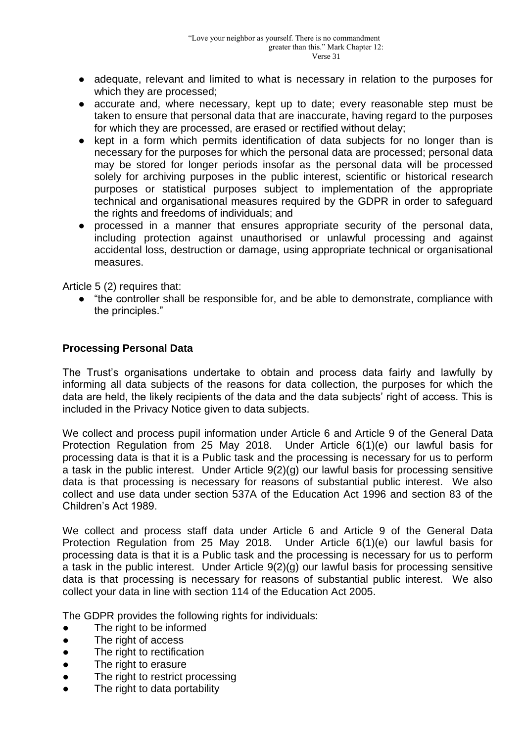- adequate, relevant and limited to what is necessary in relation to the purposes for which they are processed;
- accurate and, where necessary, kept up to date; every reasonable step must be taken to ensure that personal data that are inaccurate, having regard to the purposes for which they are processed, are erased or rectified without delay;
- kept in a form which permits identification of data subjects for no longer than is necessary for the purposes for which the personal data are processed; personal data may be stored for longer periods insofar as the personal data will be processed solely for archiving purposes in the public interest, scientific or historical research purposes or statistical purposes subject to implementation of the appropriate technical and organisational measures required by the GDPR in order to safeguard the rights and freedoms of individuals; and
- processed in a manner that ensures appropriate security of the personal data, including protection against unauthorised or unlawful processing and against accidental loss, destruction or damage, using appropriate technical or organisational measures.

Article 5 (2) requires that:

- "the controller shall be responsible for, and be able to demonstrate, compliance with the principles."

**Processing Personal Data**

The Trust's organisations undertake to obtain and process data fairly and lawfully by informing all data subjects of the reasons for data collection, the purposes for which the data are held, the likely recipients of the data and the data subjects' right of access. This is included in the Privacy Notice given to data subjects.

We collect and process pupil information under Article 6 and Article 9 of the General Data Protection Regulation from 25 May 2018. Under Article 6(1)(e) our lawful basis for processing data is that it is a Public task and the processing is necessary for us to perform a task in the public interest. Under Article 9(2)(g) our lawful basis for processing sensitive data is that processing is necessary for reasons of substantial public interest. We also collect and use data under section 537A of the Education Act 1996 and section 83 of the Children's Act 1989.

We collect and process staff data under Article 6 and Article 9 of the General Data Protection Regulation from 25 May 2018. Under Article 6(1)(e) our lawful basis for processing data is that it is a Public task and the processing is necessary for us to perform a task in the public interest. Under Article 9(2)(g) our lawful basis for processing sensitive data is that processing is necessary for reasons of substantial public interest. We also collect your data in line with section 114 of the Education Act 2005.

The GDPR provides the following rights for individuals:

- The right to be informed
- The right of access
- The right to rectification
- The right to erasure
- The right to restrict processing
- The right to data portability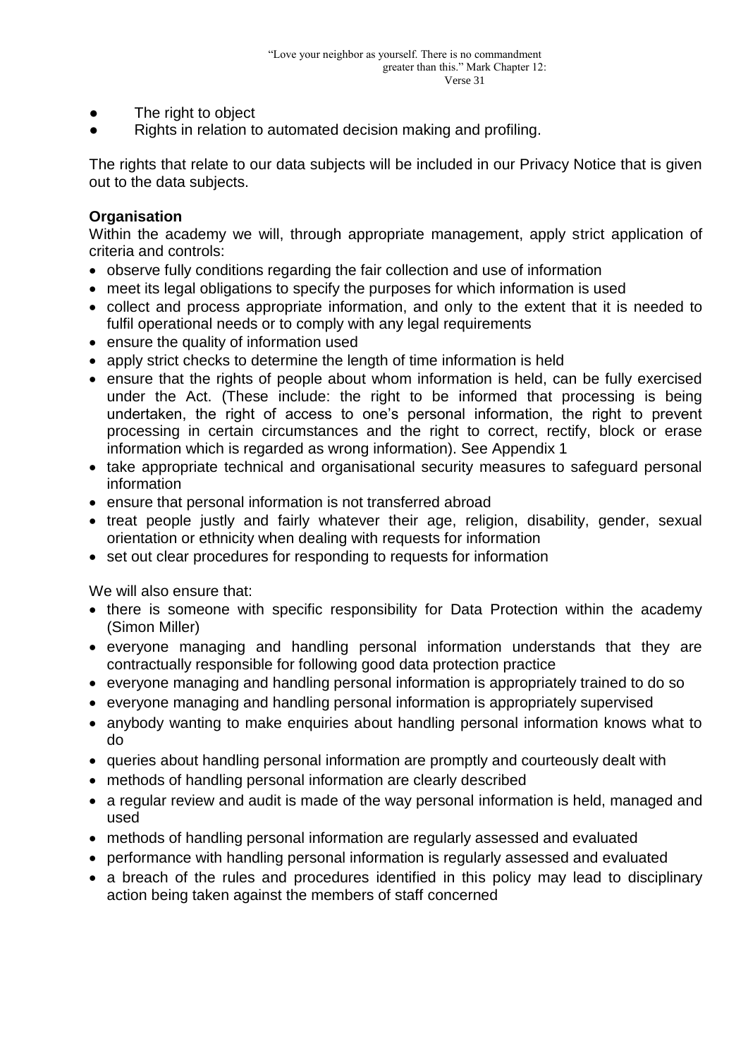- The right to object
- Rights in relation to automated decision making and profiling.

The rights that relate to our data subjects will be included in our Privacy Notice that is given out to the data subjects.

**Organisation**

Within the academy we will, through appropriate management, apply strict application of criteria and controls:

- observe fully conditions regarding the fair collection and use of information
- meet its legal obligations to specify the purposes for which information is used
- collect and process appropriate information, and only to the extent that it is needed to fulfil operational needs or to comply with any legal requirements
- ensure the quality of information used
- apply strict checks to determine the length of time information is held
- ensure that the rights of people about whom information is held, can be fully exercised under the Act. (These include: the right to be informed that processing is being undertaken, the right of access to one's personal information, the right to prevent processing in certain circumstances and the right to correct, rectify, block or erase information which is regarded as wrong information). See Appendix 1
- take appropriate technical and organisational security measures to safeguard personal information
- ensure that personal information is not transferred abroad
- treat people justly and fairly whatever their age, religion, disability, gender, sexual orientation or ethnicity when dealing with requests for information
- set out clear procedures for responding to requests for information

We will also ensure that:

- there is someone with specific responsibility for Data Protection within the academy (Simon Miller)
- everyone managing and handling personal information understands that they are contractually responsible for following good data protection practice
- everyone managing and handling personal information is appropriately trained to do so
- everyone managing and handling personal information is appropriately supervised
- anybody wanting to make enquiries about handling personal information knows what to do
- queries about handling personal information are promptly and courteously dealt with
- methods of handling personal information are clearly described
- a regular review and audit is made of the way personal information is held, managed and used
- methods of handling personal information are regularly assessed and evaluated
- performance with handling personal information is regularly assessed and evaluated
- a breach of the rules and procedures identified in this policy may lead to disciplinary action being taken against the members of staff concerned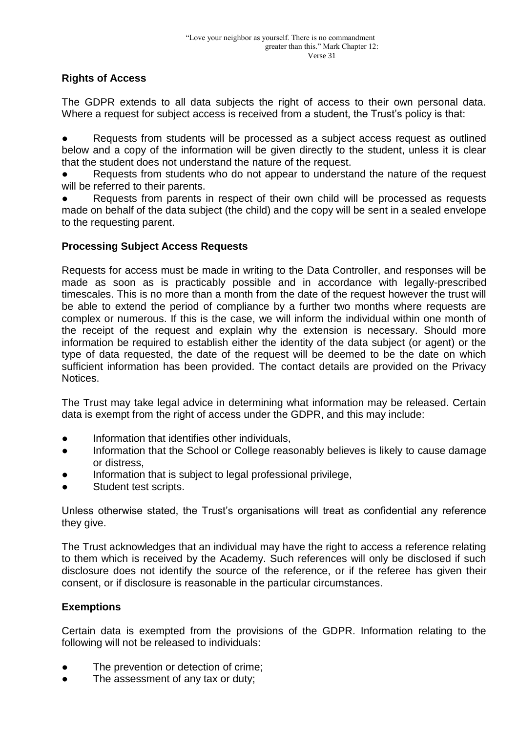## Rights of Access

The GDPR extends to all data subjects the right of access to their own personal data. Where a request for subject access is received from a student, the Trust's policy is that:

- Requests from students will be processed as a subject access request as outlined below and a copy of the information will be given directly to the student, unless it is clear that the student does not understand the nature of the request.
- Requests from students who do not appear to understand the nature of the request will be referred to their parents.
- Requests from parents in respect of their own child will be processed as requests made on behalf of the data subject (the child) and the copy will be sent in a sealed envelope to the requesting parent.

## Processing Subject Access Requests

Requests for access must be made in writing to the Data Controller, and responses will be made as soon as is practicably possible and in accordance with legally-prescribed timescales. This is no more than a month from the date of the request however the trust will be able to extend the period of compliance by a further two months where requests are complex or numerous. If this is the case, we will inform the individual within one month of the receipt of the request and explain why the extension is necessary. Should more information be required to establish either the identity of the data subject (or agent) or the type of data requested, the date of the request will be deemed to be the date on which sufficient information has been provided. The contact details are provided on the Privacy Notices.

The Trust may take legal advice in determining what information may be released. Certain data is exempt from the right of access under the GDPR, and this may include:

- Information that identifies other individuals,
- Information that the School or College reasonably believes is likely to cause damage or distress,
- Information that is subject to legal professional privilege,
- Student test scripts.

Unless otherwise stated, the Trust's organisations will treat as confidential any reference they give.

The Trust acknowledges that an individual may have the right to access a reference relating to them which is received by the Academy. Such references will only be disclosed if such disclosure does not identify the source of the reference, or if the referee has given their consent, or if disclosure is reasonable in the particular circumstances.

## Exemptions

Certain data is exempted from the provisions of the GDPR. Information relating to the following will not be released to individuals:

- The prevention or detection of crime;
- The assessment of any tax or duty;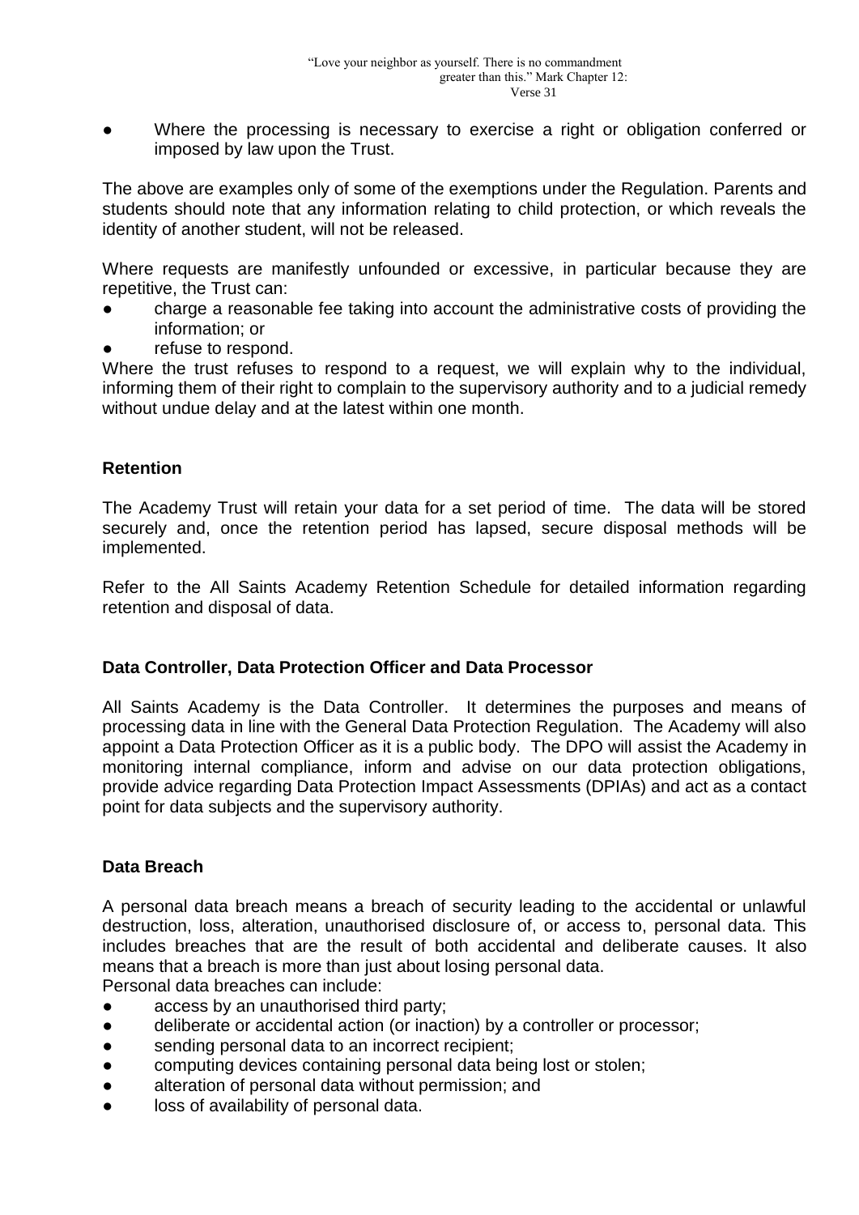- Where the processing is necessary to exercise a right or obligation conferred or imposed by law upon the Trust.

The above are examples only of some of the exemptions under the Regulation. Parents and students should note that any information relating to child protection, or which reveals the identity of another student, will not be released.

Where requests are manifestly unfounded or excessive, in particular because they are repetitive, the Trust can:

- charge a reasonable fee taking into account the administrative costs of providing the information; or
- refuse to respond.

Where the trust refuses to respond to a request, we will explain why to the individual, informing them of their right to complain to the supervisory authority and to a judicial remedy without undue delay and at the latest within one month.

**Retention**

The Academy Trust will retain your data for a set period of time. The data will be stored securely and, once the retention period has lapsed, secure disposal methods will be implemented.

Refer to the All Saints Academy Retention Schedule for detailed information regarding retention and disposal of data.

**Data Controller, Data Protection Officer and Data Processor**

All Saints Academy is the Data Controller. It determines the purposes and means of processing data in line with the General Data Protection Regulation. The Academy will also appoint a Data Protection Officer as it is a public body. The DPO will assist the Academy in monitoring internal compliance, inform and advise on our data protection obligations, provide advice regarding Data Protection Impact Assessments (DPIAs) and act as a contact point for data subjects and the supervisory authority.

**Data Breach**

A personal data breach means a breach of security leading to the accidental or unlawful destruction, loss, alteration, unauthorised disclosure of, or access to, personal data. This includes breaches that are the result of both accidental and deliberate causes. It also means that a breach is more than just about losing personal data.

Personal data breaches can include:

- access by an unauthorised third party;
- deliberate or accidental action (or inaction) by a controller or processor;
- sending personal data to an incorrect recipient;
- computing devices containing personal data being lost or stolen;
- alteration of personal data without permission; and
- loss of availability of personal data.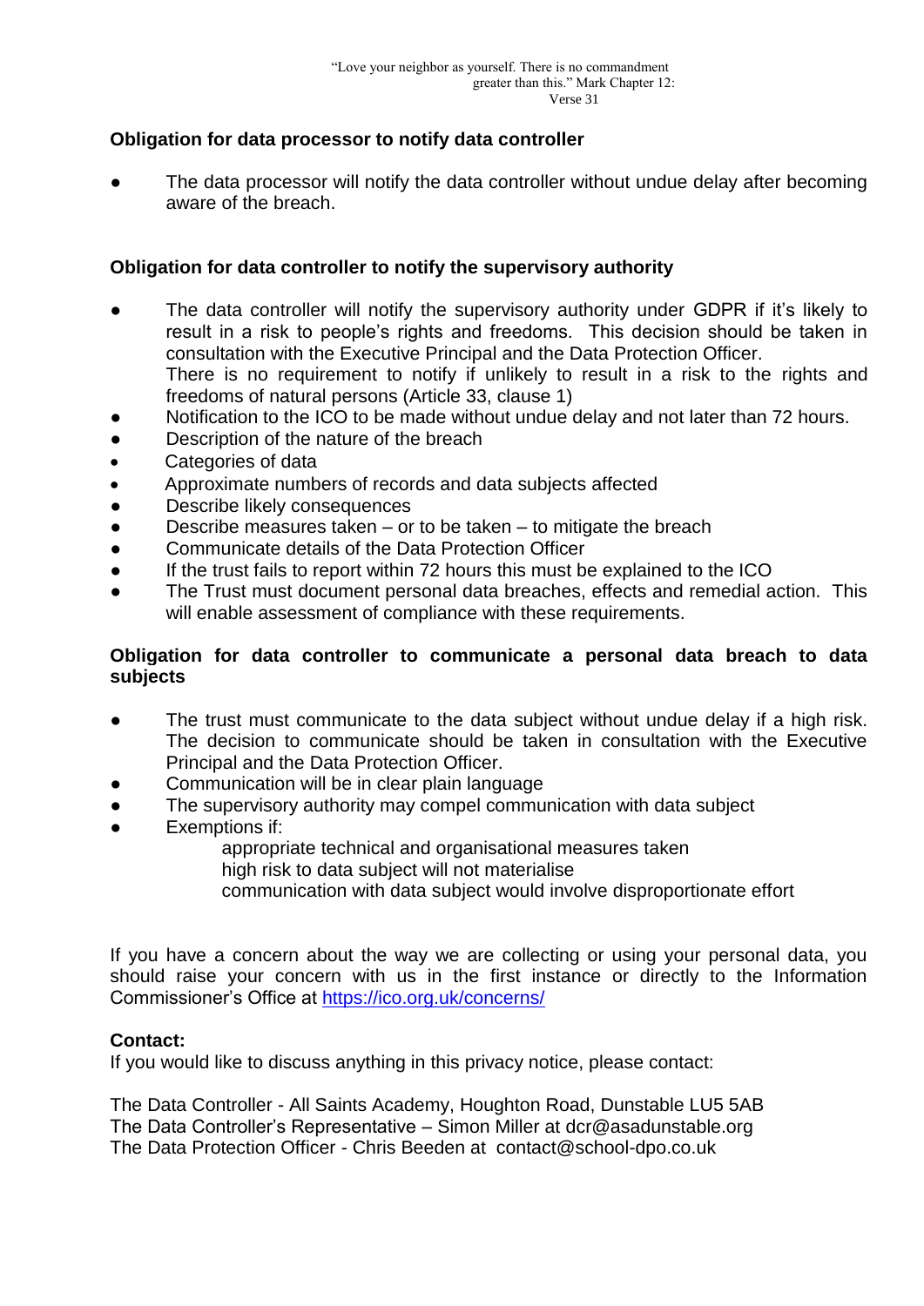**Obligation for data processor to notify data controller**

- The data processor will notify the data controller without undue delay after becoming aware of the breach.

**Obligation for data controller to notify the supervisory authority**

- The data controller will notify the supervisory authority under GDPR if it's likely to result in a risk to people's rights and freedoms. This decision should be taken in consultation with the Executive Principal and the Data Protection Officer.
  There is no requirement to notify if unlikely to result in a risk to the rights and freedoms of natural persons (Article 33, clause 1)
- Notification to the ICO to be made without undue delay and not later than 72 hours.
- Description of the nature of the breach
- Categories of data
- Approximate numbers of records and data subjects affected
- Describe likely consequences
- Describe measures taken – or to be taken – to mitigate the breach
- Communicate details of the Data Protection Officer
- If the trust fails to report within 72 hours this must be explained to the ICO
- The Trust must document personal data breaches, effects and remedial action. This will enable assessment of compliance with these requirements.

**Obligation for data controller to communicate a personal data breach to data subjects**

- The trust must communicate to the data subject without undue delay if a high risk. The decision to communicate should be taken in consultation with the Executive Principal and the Data Protection Officer.
- Communication will be in clear plain language
- The supervisory authority may compel communication with data subject
- Exemptions if:
  - appropriate technical and organisational measures taken
  - high risk to data subject will not materialise
  - communication with data subject would involve disproportionate effort

If you have a concern about the way we are collecting or using your personal data, you should raise your concern with us in the first instance or directly to the Information Commissioner's Office at https://ico.org.uk/concerns/

**Contact:**
If you would like to discuss anything in this privacy notice, please contact:

The Data Controller - All Saints Academy, Houghton Road, Dunstable LU5 5AB
The Data Controller's Representative – Simon Miller at dcr@asadunstable.org
The Data Protection Officer - Chris Beeden at contact@school-dpo.co.uk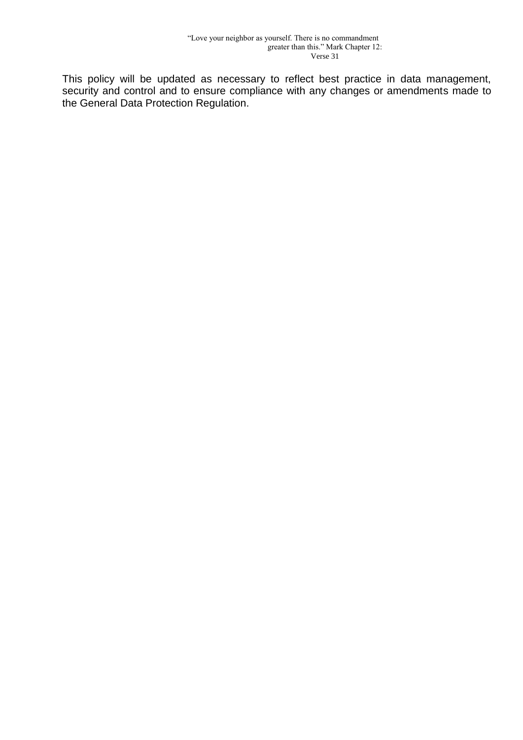This policy will be updated as necessary to reflect best practice in data management, security and control and to ensure compliance with any changes or amendments made to the General Data Protection Regulation.